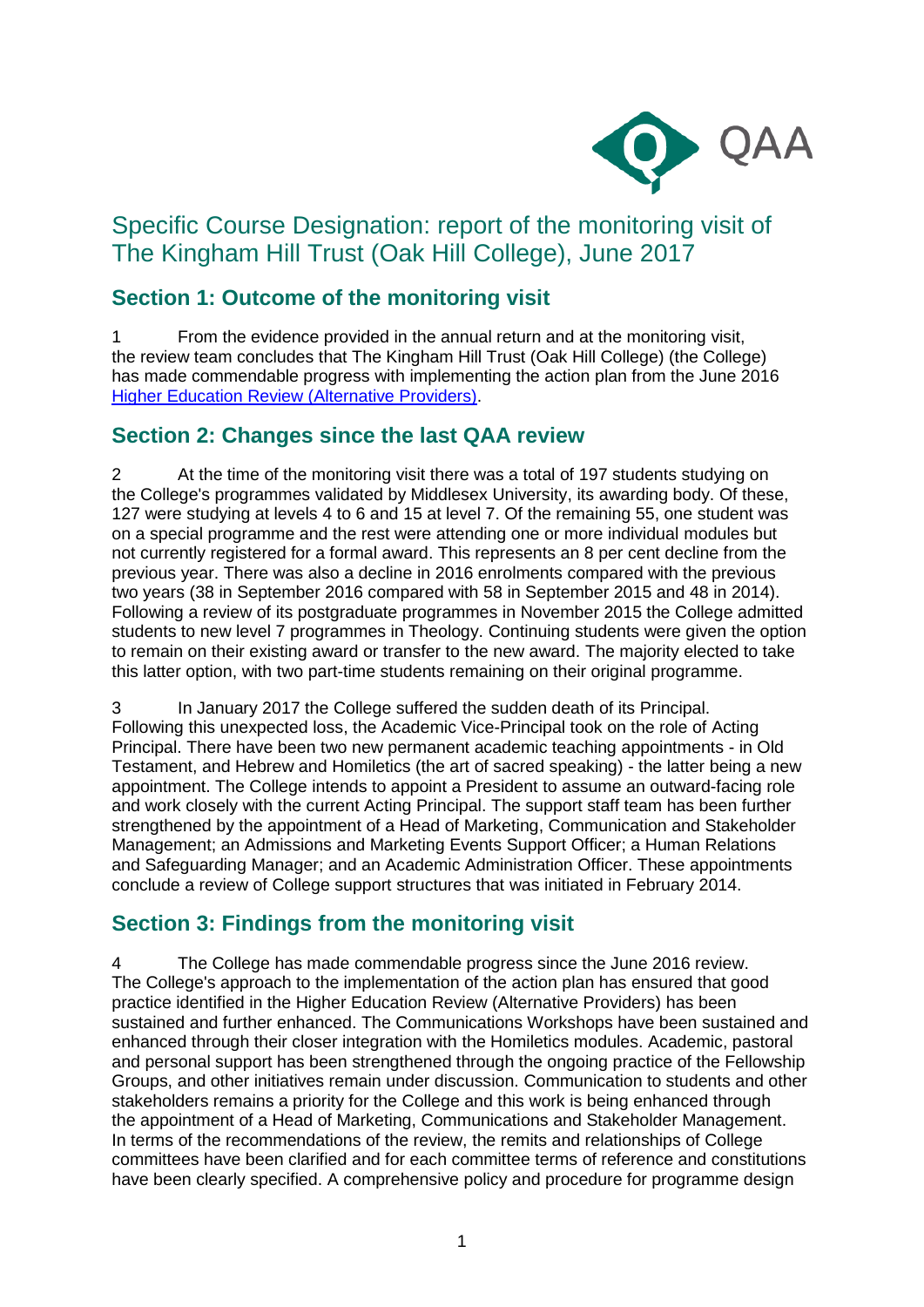# Specific Course Designation: report of the monitoring visit of The Kingham Hill Trust (Oak Hill College), June 2017

## Section 1: Outcome of the monitoring visit

1 From the evidence provided in the annual return and at the monitoring visit, the review team concludes that The Kingham Hill Trust (Oak Hill College) (the College) has made commendable progress with implementing the action plan from the June 2016 [Higher Education Review (Alternative Providers)](#).

## Section 2: Changes since the last QAA review

2 At the time of the monitoring visit there was a total of 197 students studying on the College's programmes validated by Middlesex University, its awarding body. Of these, 127 were studying at levels 4 to 6 and 15 at level 7. Of the remaining 55, one student was on a special programme and the rest were attending one or more individual modules but not currently registered for a formal award. This represents an 8 per cent decline from the previous year. There was also a decline in 2016 enrolments compared with the previous two years (38 in September 2016 compared with 58 in September 2015 and 48 in 2014). Following a review of its postgraduate programmes in November 2015 the College admitted students to new level 7 programmes in Theology. Continuing students were given the option to remain on their existing award or transfer to the new award. The majority elected to take this latter option, with two part-time students remaining on their original programme.

3 In January 2017 the College suffered the sudden death of its Principal. Following this unexpected loss, the Academic Vice-Principal took on the role of Acting Principal. There have been two new permanent academic teaching appointments - in Old Testament, and Hebrew and Homiletics (the art of sacred speaking) - the latter being a new appointment. The College intends to appoint a President to assume an outward-facing role and work closely with the current Acting Principal. The support staff team has been further strengthened by the appointment of a Head of Marketing, Communication and Stakeholder Management; an Admissions and Marketing Events Support Officer; a Human Relations and Safeguarding Manager; and an Academic Administration Officer. These appointments conclude a review of College support structures that was initiated in February 2014.

## Section 3: Findings from the monitoring visit

4 The College has made commendable progress since the June 2016 review. The College's approach to the implementation of the action plan has ensured that good practice identified in the Higher Education Review (Alternative Providers) has been sustained and further enhanced. The Communications Workshops have been sustained and enhanced through their closer integration with the Homiletics modules. Academic, pastoral and personal support has been strengthened through the ongoing practice of the Fellowship Groups, and other initiatives remain under discussion. Communication to students and other stakeholders remains a priority for the College and this work is being enhanced through the appointment of a Head of Marketing, Communications and Stakeholder Management. In terms of the recommendations of the review, the remits and relationships of College committees have been clarified and for each committee terms of reference and constitutions have been clearly specified. A comprehensive policy and procedure for programme design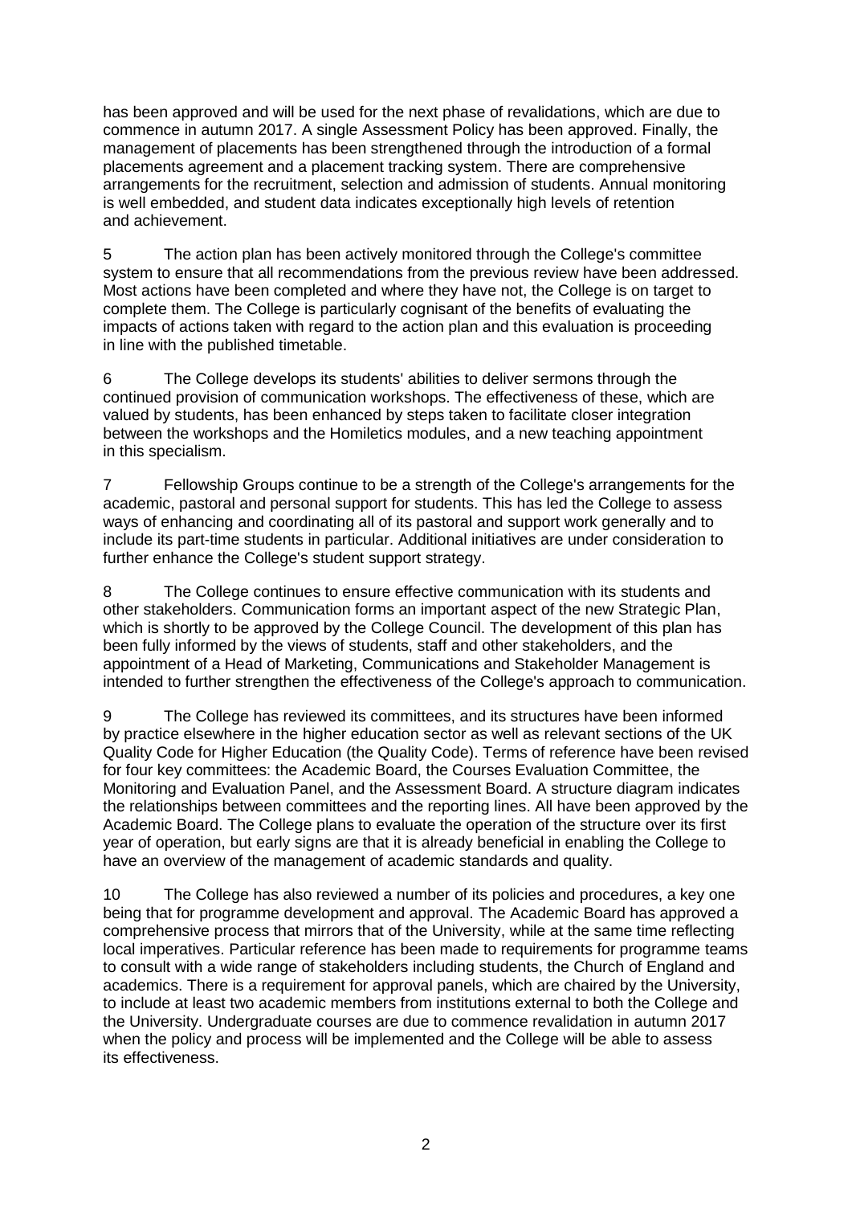has been approved and will be used for the next phase of revalidations, which are due to commence in autumn 2017. A single Assessment Policy has been approved. Finally, the management of placements has been strengthened through the introduction of a formal placements agreement and a placement tracking system. There are comprehensive arrangements for the recruitment, selection and admission of students. Annual monitoring is well embedded, and student data indicates exceptionally high levels of retention and achievement.

5 The action plan has been actively monitored through the College's committee system to ensure that all recommendations from the previous review have been addressed. Most actions have been completed and where they have not, the College is on target to complete them. The College is particularly cognisant of the benefits of evaluating the impacts of actions taken with regard to the action plan and this evaluation is proceeding in line with the published timetable.

6 The College develops its students' abilities to deliver sermons through the continued provision of communication workshops. The effectiveness of these, which are valued by students, has been enhanced by steps taken to facilitate closer integration between the workshops and the Homiletics modules, and a new teaching appointment in this specialism.

7 Fellowship Groups continue to be a strength of the College's arrangements for the academic, pastoral and personal support for students. This has led the College to assess ways of enhancing and coordinating all of its pastoral and support work generally and to include its part-time students in particular. Additional initiatives are under consideration to further enhance the College's student support strategy.

8 The College continues to ensure effective communication with its students and other stakeholders. Communication forms an important aspect of the new Strategic Plan, which is shortly to be approved by the College Council. The development of this plan has been fully informed by the views of students, staff and other stakeholders, and the appointment of a Head of Marketing, Communications and Stakeholder Management is intended to further strengthen the effectiveness of the College's approach to communication.

9 The College has reviewed its committees, and its structures have been informed by practice elsewhere in the higher education sector as well as relevant sections of the UK Quality Code for Higher Education (the Quality Code). Terms of reference have been revised for four key committees: the Academic Board, the Courses Evaluation Committee, the Monitoring and Evaluation Panel, and the Assessment Board. A structure diagram indicates the relationships between committees and the reporting lines. All have been approved by the Academic Board. The College plans to evaluate the operation of the structure over its first year of operation, but early signs are that it is already beneficial in enabling the College to have an overview of the management of academic standards and quality.

10 The College has also reviewed a number of its policies and procedures, a key one being that for programme development and approval. The Academic Board has approved a comprehensive process that mirrors that of the University, while at the same time reflecting local imperatives. Particular reference has been made to requirements for programme teams to consult with a wide range of stakeholders including students, the Church of England and academics. There is a requirement for approval panels, which are chaired by the University, to include at least two academic members from institutions external to both the College and the University. Undergraduate courses are due to commence revalidation in autumn 2017 when the policy and process will be implemented and the College will be able to assess its effectiveness.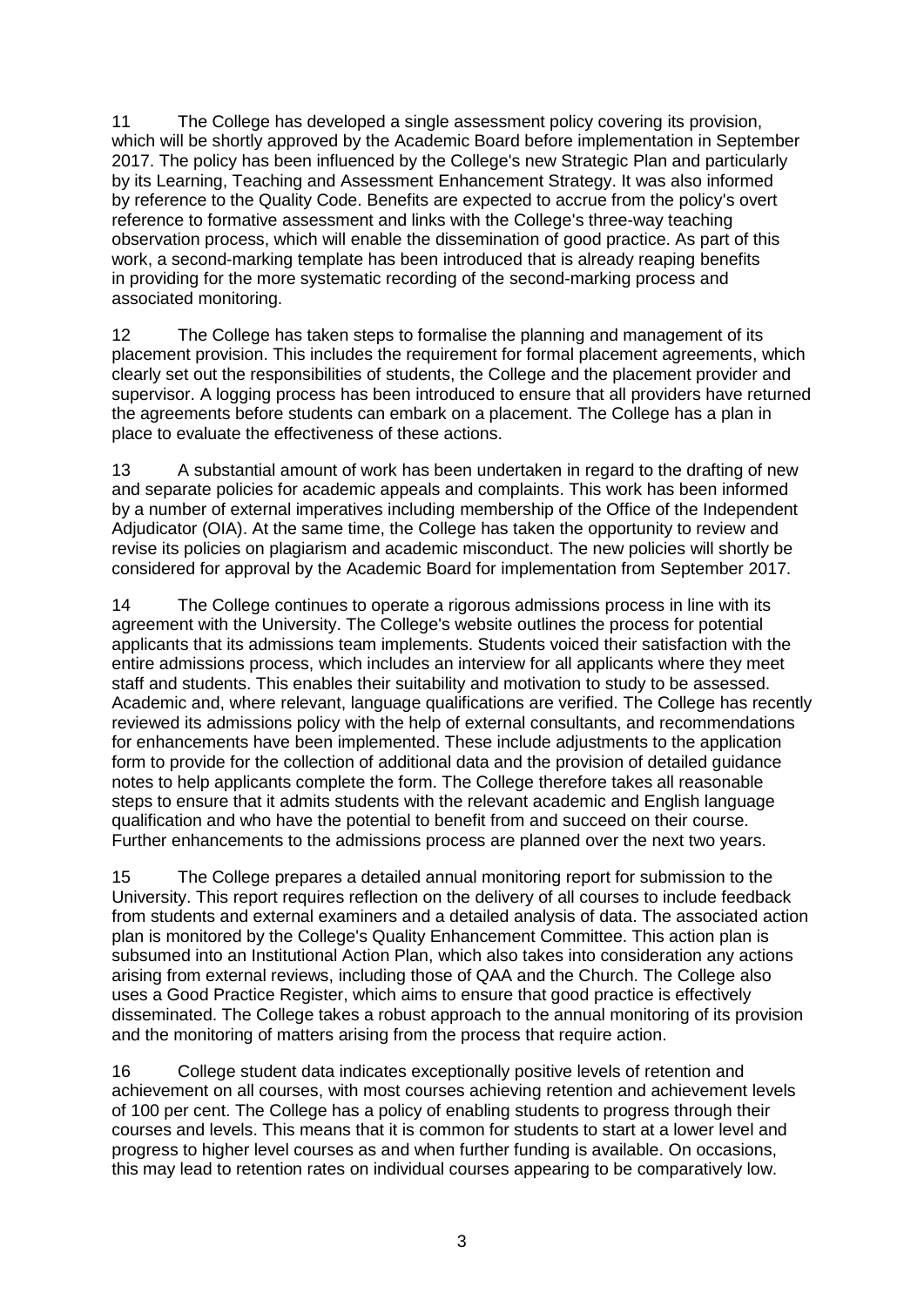11 The College has developed a single assessment policy covering its provision, which will be shortly approved by the Academic Board before implementation in September 2017. The policy has been influenced by the College's new Strategic Plan and particularly by its Learning, Teaching and Assessment Enhancement Strategy. It was also informed by reference to the Quality Code. Benefits are expected to accrue from the policy's overt reference to formative assessment and links with the College's three-way teaching observation process, which will enable the dissemination of good practice. As part of this work, a second-marking template has been introduced that is already reaping benefits in providing for the more systematic recording of the second-marking process and associated monitoring.

12 The College has taken steps to formalise the planning and management of its placement provision. This includes the requirement for formal placement agreements, which clearly set out the responsibilities of students, the College and the placement provider and supervisor. A logging process has been introduced to ensure that all providers have returned the agreements before students can embark on a placement. The College has a plan in place to evaluate the effectiveness of these actions.

13 A substantial amount of work has been undertaken in regard to the drafting of new and separate policies for academic appeals and complaints. This work has been informed by a number of external imperatives including membership of the Office of the Independent Adjudicator (OIA). At the same time, the College has taken the opportunity to review and revise its policies on plagiarism and academic misconduct. The new policies will shortly be considered for approval by the Academic Board for implementation from September 2017.

14 The College continues to operate a rigorous admissions process in line with its agreement with the University. The College's website outlines the process for potential applicants that its admissions team implements. Students voiced their satisfaction with the entire admissions process, which includes an interview for all applicants where they meet staff and students. This enables their suitability and motivation to study to be assessed. Academic and, where relevant, language qualifications are verified. The College has recently reviewed its admissions policy with the help of external consultants, and recommendations for enhancements have been implemented. These include adjustments to the application form to provide for the collection of additional data and the provision of detailed guidance notes to help applicants complete the form. The College therefore takes all reasonable steps to ensure that it admits students with the relevant academic and English language qualification and who have the potential to benefit from and succeed on their course. Further enhancements to the admissions process are planned over the next two years.

15 The College prepares a detailed annual monitoring report for submission to the University. This report requires reflection on the delivery of all courses to include feedback from students and external examiners and a detailed analysis of data. The associated action plan is monitored by the College's Quality Enhancement Committee. This action plan is subsumed into an Institutional Action Plan, which also takes into consideration any actions arising from external reviews, including those of QAA and the Church. The College also uses a Good Practice Register, which aims to ensure that good practice is effectively disseminated. The College takes a robust approach to the annual monitoring of its provision and the monitoring of matters arising from the process that require action.

16 College student data indicates exceptionally positive levels of retention and achievement on all courses, with most courses achieving retention and achievement levels of 100 per cent. The College has a policy of enabling students to progress through their courses and levels. This means that it is common for students to start at a lower level and progress to higher level courses as and when further funding is available. On occasions, this may lead to retention rates on individual courses appearing to be comparatively low.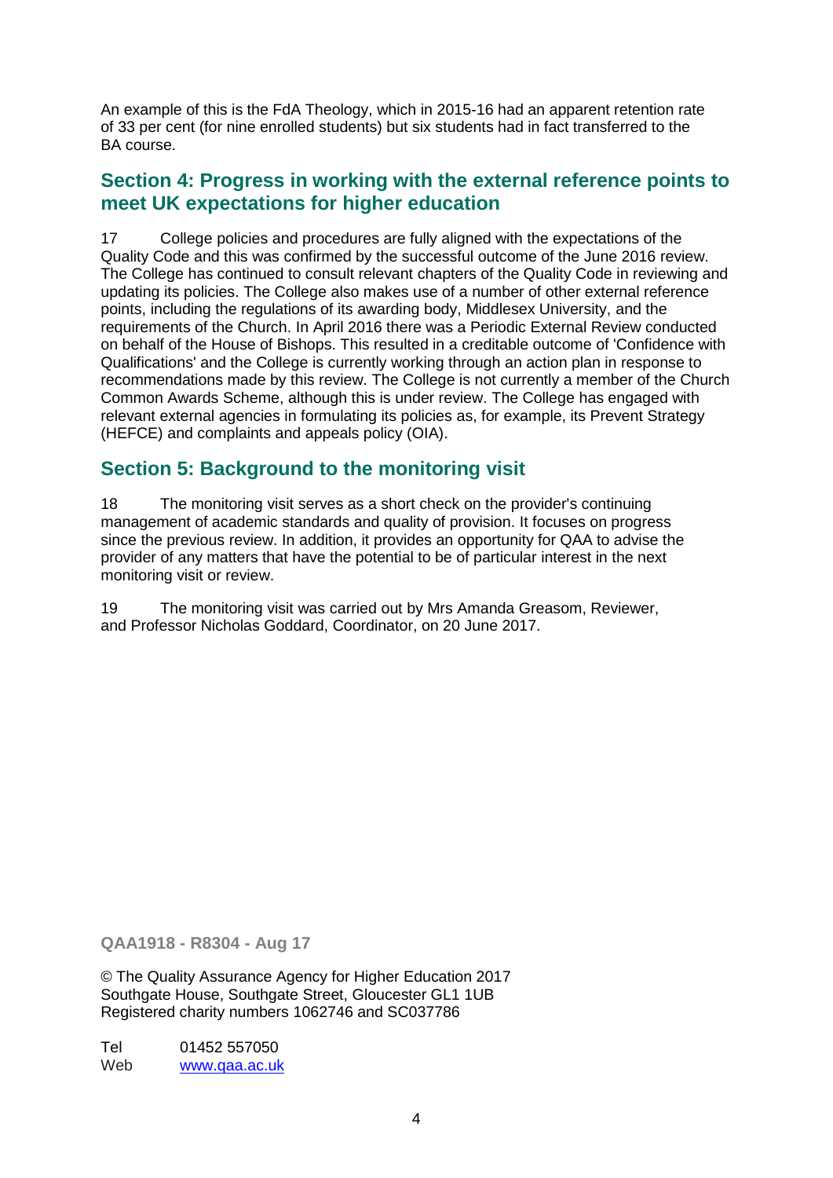An example of this is the FdA Theology, which in 2015-16 had an apparent retention rate of 33 per cent (for nine enrolled students) but six students had in fact transferred to the BA course.

## Section 4: Progress in working with the external reference points to meet UK expectations for higher education

17 College policies and procedures are fully aligned with the expectations of the Quality Code and this was confirmed by the successful outcome of the June 2016 review. The College has continued to consult relevant chapters of the Quality Code in reviewing and updating its policies. The College also makes use of a number of other external reference points, including the regulations of its awarding body, Middlesex University, and the requirements of the Church. In April 2016 there was a Periodic External Review conducted on behalf of the House of Bishops. This resulted in a creditable outcome of 'Confidence with Qualifications' and the College is currently working through an action plan in response to recommendations made by this review. The College is not currently a member of the Church Common Awards Scheme, although this is under review. The College has engaged with relevant external agencies in formulating its policies as, for example, its Prevent Strategy (HEFCE) and complaints and appeals policy (OIA).

## Section 5: Background to the monitoring visit

18 The monitoring visit serves as a short check on the provider's continuing management of academic standards and quality of provision. It focuses on progress since the previous review. In addition, it provides an opportunity for QAA to advise the provider of any matters that have the potential to be of particular interest in the next monitoring visit or review.

19 The monitoring visit was carried out by Mrs Amanda Greasom, Reviewer, and Professor Nicholas Goddard, Coordinator, on 20 June 2017.

**QAA1918 - R8304 - Aug 17**

© The Quality Assurance Agency for Higher Education 2017
Southgate House, Southgate Street, Gloucester GL1 1UB
Registered charity numbers 1062746 and SC037786

Tel 01452 557050
Web [www.qaa.ac.uk](http://www.qaa.ac.uk)